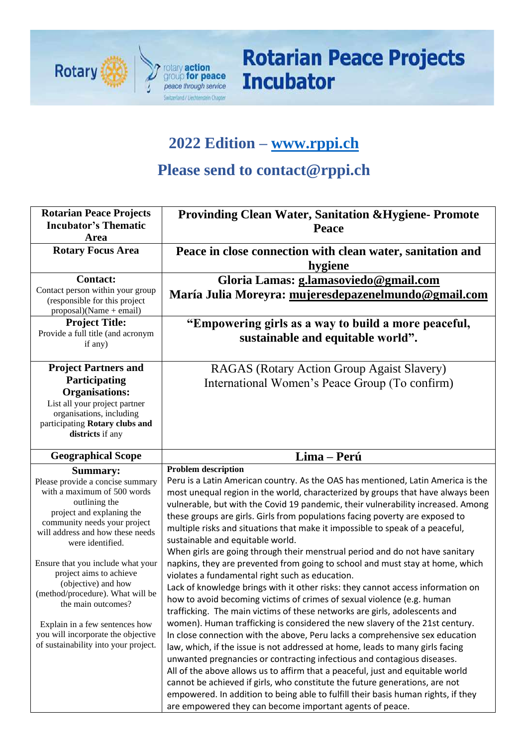# Rotarian Peace Projects Incubator

## 2022 Edition – www.rppi.ch

## Please send to contact@rppi.ch

| | |
|---|---|
| **Rotarian Peace Projects Incubator's Thematic Area** | **Provinding Clean Water, Sanitation &Hygiene- Promote Peace** |
| **Rotary Focus Area** | **Peace in close connection with clean water, sanitation and hygiene** |
| **Contact:**<br>Contact person within your group (responsible for this project proposal)(Name + email) | **Gloria Lamas: g.lamasoviedo@gmail.com**<br>**María Julia Moreyra: mujeresdepazenelmundo@gmail.com** |
| **Project Title:**<br>Provide a full title (and acronym if any) | **"Empowering girls as a way to build a more peaceful, sustainable and equitable world".** |
| **Project Partners and Participating Organisations:**<br>List all your project partner organisations, including participating **Rotary clubs and districts** if any | RAGAS (Rotary Action Group Agaist Slavery)<br>International Women's Peace Group (To confirm) |
| **Geographical Scope** | **Lima – Perú** |
| **Summary:**<br>Please provide a concise summary with a maximum of 500 words outlining the project and explaning the community needs your project will address and how these needs were identified.<br><br>Ensure that you include what your project aims to achieve (objective) and how (method/procedure). What will be the main outcomes?<br><br>Explain in a few sentences how you will incorporate the objective of sustainability into your project. | **Problem description**<br>Peru is a Latin American country. As the OAS has mentioned, Latin America is the most unequal region in the world, characterized by groups that have always been vulnerable, but with the Covid 19 pandemic, their vulnerability increased. Among these groups are girls. Girls from populations facing poverty are exposed to multiple risks and situations that make it impossible to speak of a peaceful, sustainable and equitable world.<br>When girls are going through their menstrual period and do not have sanitary napkins, they are prevented from going to school and must stay at home, which violates a fundamental right such as education.<br>Lack of knowledge brings with it other risks: they cannot access information on how to avoid becoming victims of crimes of sexual violence (e.g. human trafficking. The main victims of these networks are girls, adolescents and women). Human trafficking is considered the new slavery of the 21st century.<br>In close connection with the above, Peru lacks a comprehensive sex education law, which, if the issue is not addressed at home, leads to many girls facing unwanted pregnancies or contracting infectious and contagious diseases.<br>All of the above allows us to affirm that a peaceful, just and equitable world cannot be achieved if girls, who constitute the future generations, are not empowered. In addition to being able to fulfill their basis human rights, if they are empowered they can become important agents of peace. |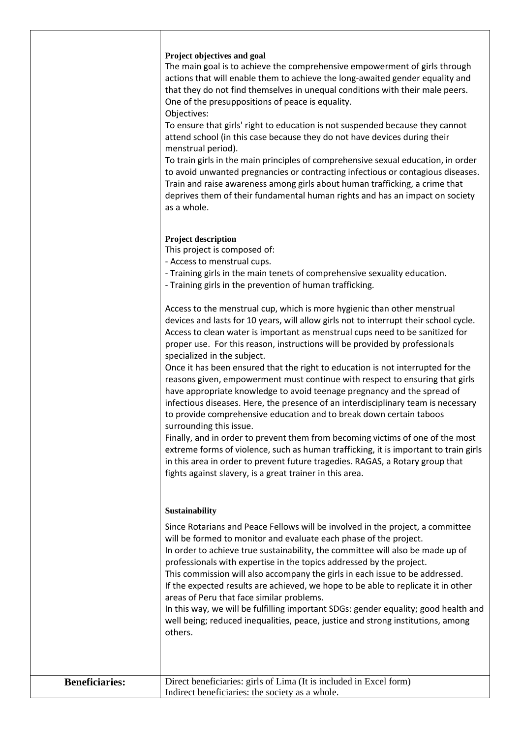| | |
|---|---|
| | **Project objectives and goal**<br>The main goal is to achieve the comprehensive empowerment of girls through actions that will enable them to achieve the long-awaited gender equality and that they do not find themselves in unequal conditions with their male peers. One of the presuppositions of peace is equality.<br>Objectives:<br>To ensure that girls' right to education is not suspended because they cannot attend school (in this case because they do not have devices during their menstrual period).<br>To train girls in the main principles of comprehensive sexual education, in order to avoid unwanted pregnancies or contracting infectious or contagious diseases.<br>Train and raise awareness among girls about human trafficking, a crime that deprives them of their fundamental human rights and has an impact on society as a whole.<br><br>**Project description**<br>This project is composed of:<br>- Access to menstrual cups.<br>- Training girls in the main tenets of comprehensive sexuality education.<br>- Training girls in the prevention of human trafficking.<br><br>Access to the menstrual cup, which is more hygienic than other menstrual devices and lasts for 10 years, will allow girls not to interrupt their school cycle. Access to clean water is important as menstrual cups need to be sanitized for proper use. For this reason, instructions will be provided by professionals specialized in the subject.<br>Once it has been ensured that the right to education is not interrupted for the reasons given, empowerment must continue with respect to ensuring that girls have appropriate knowledge to avoid teenage pregnancy and the spread of infectious diseases. Here, the presence of an interdisciplinary team is necessary to provide comprehensive education and to break down certain taboos surrounding this issue.<br>Finally, and in order to prevent them from becoming victims of one of the most extreme forms of violence, such as human trafficking, it is important to train girls in this area in order to prevent future tragedies. RAGAS, a Rotary group that fights against slavery, is a great trainer in this area.<br><br>**Sustainability**<br>Since Rotarians and Peace Fellows will be involved in the project, a committee will be formed to monitor and evaluate each phase of the project.<br>In order to achieve true sustainability, the committee will also be made up of professionals with expertise in the topics addressed by the project.<br>This commission will also accompany the girls in each issue to be addressed.<br>If the expected results are achieved, we hope to be able to replicate it in other areas of Peru that face similar problems.<br>In this way, we will be fulfilling important SDGs: gender equality; good health and well being; reduced inequalities, peace, justice and strong institutions, among others. |
| **Beneficiaries:** | Direct beneficiaries: girls of Lima (It is included in Excel form)<br>Indirect beneficiaries: the society as a whole. |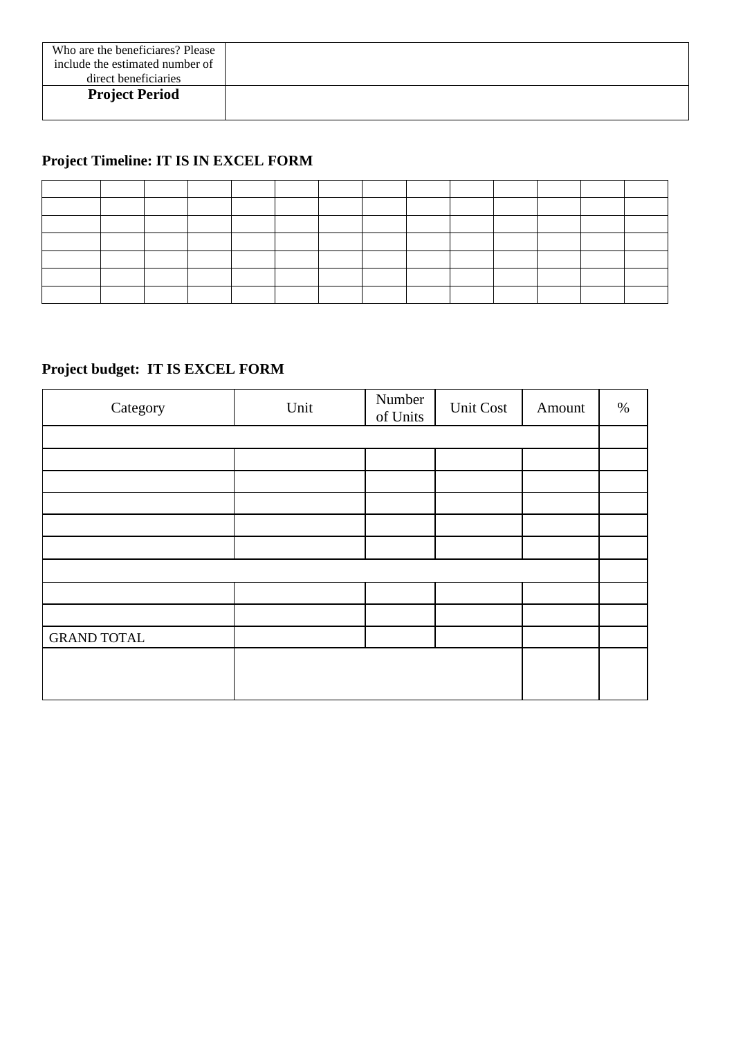| | |
|---|---|
| Who are the beneficiares? Please include the estimated number of direct beneficiaries | |
| **Project Period** | |

**Project Timeline: IT IS IN EXCEL FORM**

| | | | | | | | | | | | | | |
|---|---|---|---|---|---|---|---|---|---|---|---|---|---|
| | | | | | | | | | | | | | |
| | | | | | | | | | | | | | |
| | | | | | | | | | | | | | |
| | | | | | | | | | | | | | |
| | | | | | | | | | | | | | |
| | | | | | | | | | | | | | |
| | | | | | | | | | | | | | |

**Project budget: IT IS EXCEL FORM**

| Category | Unit | Number of Units | Unit Cost | Amount | % |
|---|---|---|---|---|---|
| | | | | | |
| | | | | | |
| | | | | | |
| | | | | | |
| | | | | | |
| | | | | | |
| | | | | | |
| | | | | | |
| | | | | | |
| GRAND TOTAL | | | | | |
| | | | | | |